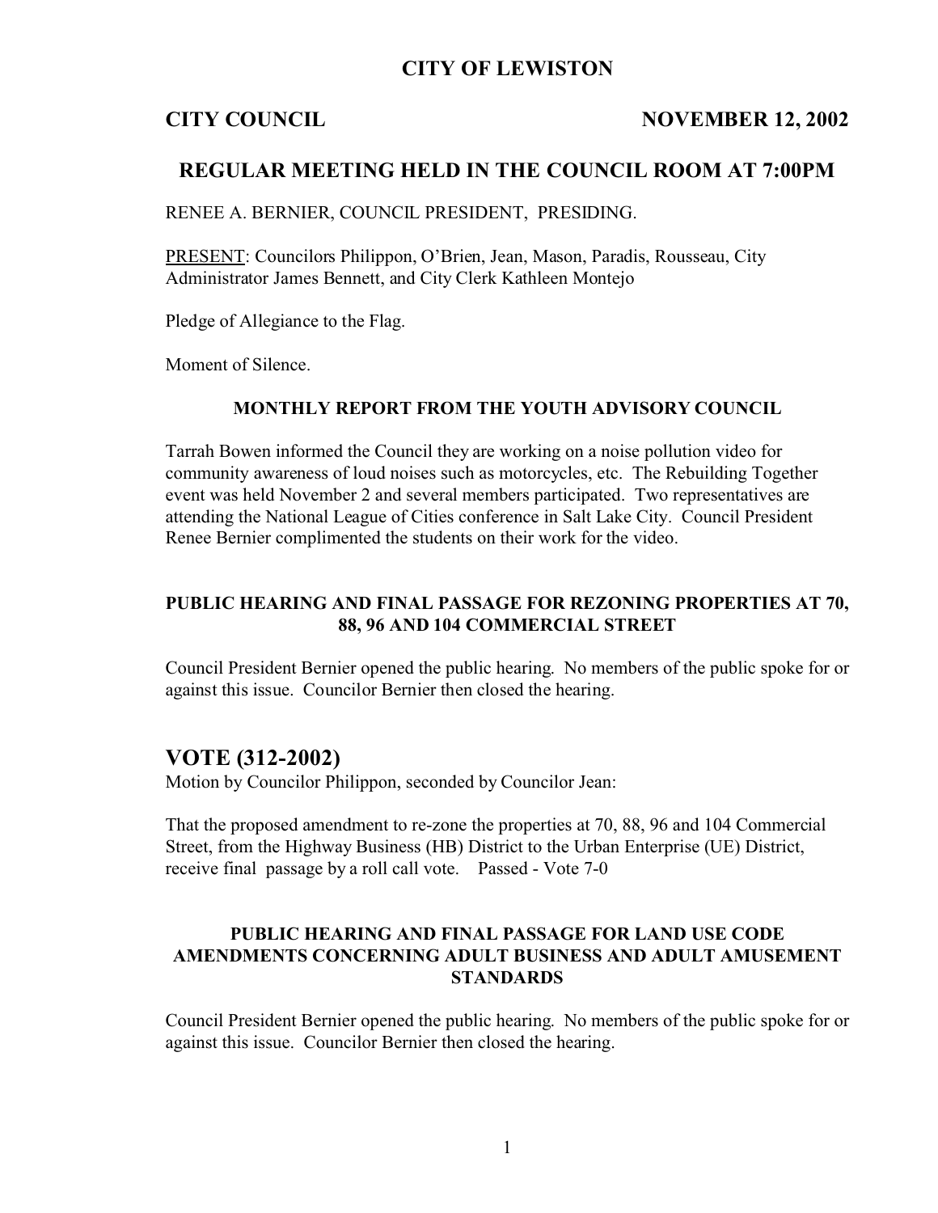# CITY OF LEWISTON

## CITY COUNCIL NOVEMBER 12, 2002

## REGULAR MEETING HELD IN THE COUNCIL ROOM AT 7:00PM

RENEE A. BERNIER, COUNCIL PRESIDENT, PRESIDING.

PRESENT: Councilors Philippon, O'Brien, Jean, Mason, Paradis, Rousseau, City Administrator James Bennett, and City Clerk Kathleen Montejo

Pledge of Allegiance to the Flag.

Moment of Silence.

### MONTHLY REPORT FROM THE YOUTH ADVISORY COUNCIL

Tarrah Bowen informed the Council they are working on a noise pollution video for community awareness of loud noises such as motorcycles, etc. The Rebuilding Together event was held November 2 and several members participated. Two representatives are attending the National League of Cities conference in Salt Lake City. Council President Renee Bernier complimented the students on their work for the video.

### PUBLIC HEARING AND FINAL PASSAGE FOR REZONING PROPERTIES AT 70, 88, 96 AND 104 COMMERCIAL STREET

Council President Bernier opened the public hearing. No members of the public spoke for or against this issue. Councilor Bernier then closed the hearing.

## VOTE (312-2002)

Motion by Councilor Philippon, seconded by Councilor Jean:

That the proposed amendment to re-zone the properties at 70, 88, 96 and 104 Commercial Street, from the Highway Business (HB) District to the Urban Enterprise (UE) District, receive final passage by a roll call vote. Passed - Vote 7-0

### PUBLIC HEARING AND FINAL PASSAGE FOR LAND USE CODE AMENDMENTS CONCERNING ADULT BUSINESS AND ADULT AMUSEMENT STANDARDS

Council President Bernier opened the public hearing. No members of the public spoke for or against this issue. Councilor Bernier then closed the hearing.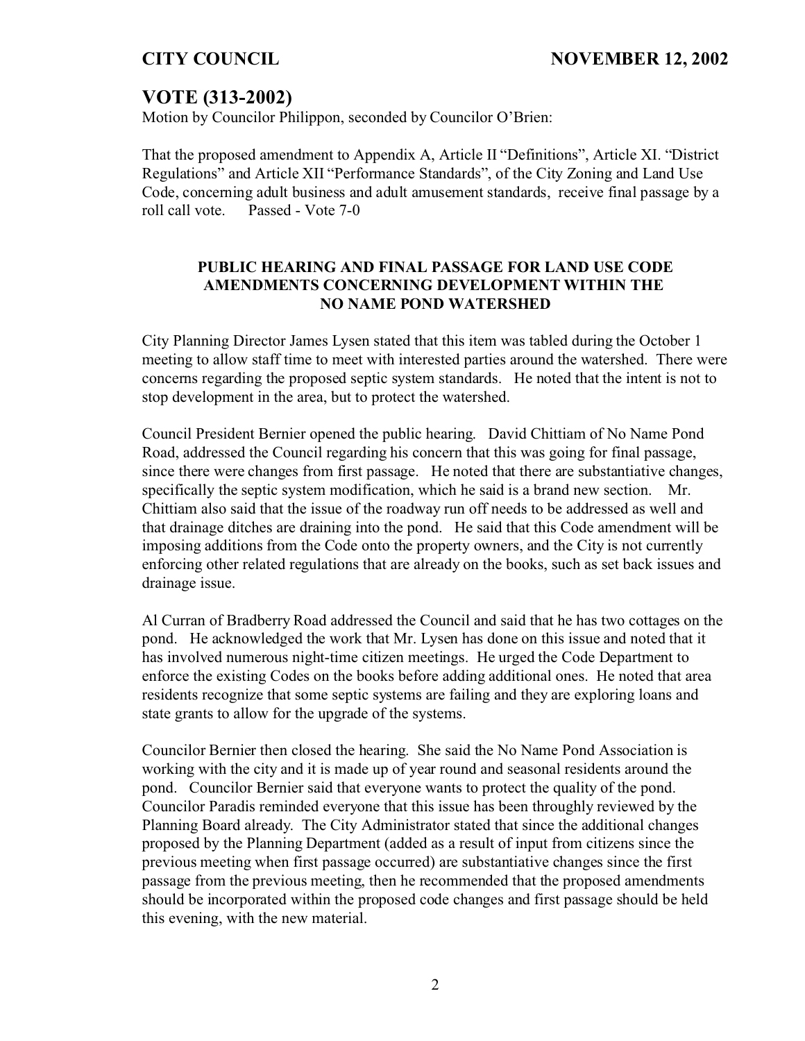## VOTE (313-2002)

Motion by Councilor Philippon, seconded by Councilor O'Brien:

That the proposed amendment to Appendix A, Article II "Definitions", Article XI. "District Regulations" and Article XII "Performance Standards", of the City Zoning and Land Use Code, concerning adult business and adult amusement standards, receive final passage by a roll call vote.     Passed - Vote 7-0

### PUBLIC HEARING AND FINAL PASSAGE FOR LAND USE CODE AMENDMENTS CONCERNING DEVELOPMENT WITHIN THE NO NAME POND WATERSHED

City Planning Director James Lysen stated that this item was tabled during the October 1 meeting to allow staff time to meet with interested parties around the watershed. There were concerns regarding the proposed septic system standards. He noted that the intent is not to stop development in the area, but to protect the watershed.

Council President Bernier opened the public hearing. David Chittiam of No Name Pond Road, addressed the Council regarding his concern that this was going for final passage, since there were changes from first passage. He noted that there are substantiative changes, specifically the septic system modification, which he said is a brand new section. Mr. Chittiam also said that the issue of the roadway run off needs to be addressed as well and that drainage ditches are draining into the pond. He said that this Code amendment will be imposing additions from the Code onto the property owners, and the City is not currently enforcing other related regulations that are already on the books, such as set back issues and drainage issue.

Al Curran of Bradberry Road addressed the Council and said that he has two cottages on the pond. He acknowledged the work that Mr. Lysen has done on this issue and noted that it has involved numerous night-time citizen meetings. He urged the Code Department to enforce the existing Codes on the books before adding additional ones. He noted that area residents recognize that some septic systems are failing and they are exploring loans and state grants to allow for the upgrade of the systems.

Councilor Bernier then closed the hearing. She said the No Name Pond Association is working with the city and it is made up of year round and seasonal residents around the pond. Councilor Bernier said that everyone wants to protect the quality of the pond. Councilor Paradis reminded everyone that this issue has been throughly reviewed by the Planning Board already. The City Administrator stated that since the additional changes proposed by the Planning Department (added as a result of input from citizens since the previous meeting when first passage occurred) are substantiative changes since the first passage from the previous meeting, then he recommended that the proposed amendments should be incorporated within the proposed code changes and first passage should be held this evening, with the new material.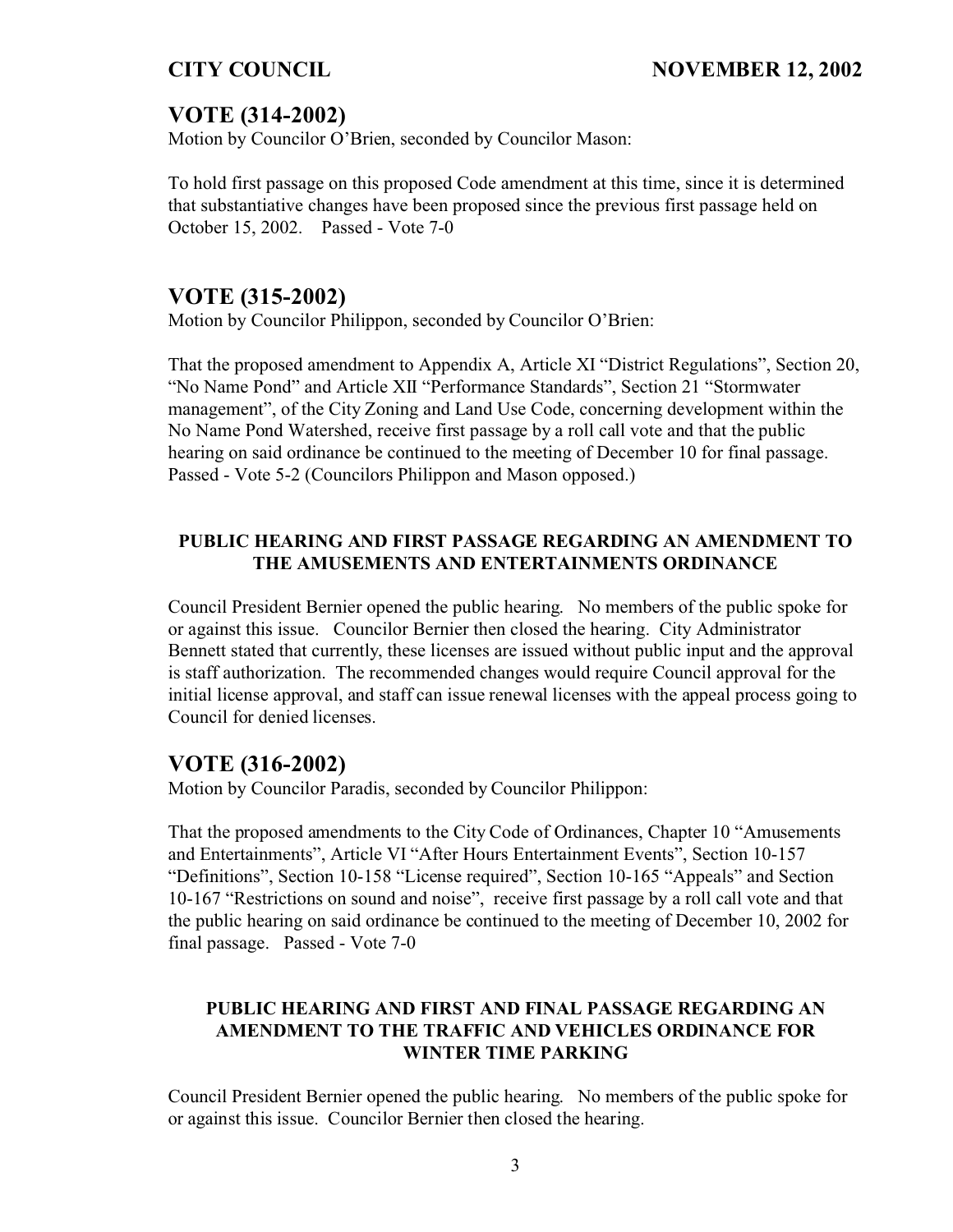## VOTE (314-2002)

Motion by Councilor O'Brien, seconded by Councilor Mason:

To hold first passage on this proposed Code amendment at this time, since it is determined that substantiative changes have been proposed since the previous first passage held on October 15, 2002. Passed - Vote 7-0

## VOTE (315-2002)

Motion by Councilor Philippon, seconded by Councilor O'Brien:

That the proposed amendment to Appendix A, Article XI "District Regulations", Section 20, "No Name Pond" and Article XII "Performance Standards", Section 21 "Stormwater management", of the City Zoning and Land Use Code, concerning development within the No Name Pond Watershed, receive first passage by a roll call vote and that the public hearing on said ordinance be continued to the meeting of December 10 for final passage. Passed - Vote 5-2 (Councilors Philippon and Mason opposed.)

### PUBLIC HEARING AND FIRST PASSAGE REGARDING AN AMENDMENT TO THE AMUSEMENTS AND ENTERTAINMENTS ORDINANCE

Council President Bernier opened the public hearing. No members of the public spoke for or against this issue. Councilor Bernier then closed the hearing. City Administrator Bennett stated that currently, these licenses are issued without public input and the approval is staff authorization. The recommended changes would require Council approval for the initial license approval, and staff can issue renewal licenses with the appeal process going to Council for denied licenses.

## VOTE (316-2002)

Motion by Councilor Paradis, seconded by Councilor Philippon:

That the proposed amendments to the City Code of Ordinances, Chapter 10 "Amusements and Entertainments", Article VI "After Hours Entertainment Events", Section 10-157 "Definitions", Section 10-158 "License required", Section 10-165 "Appeals" and Section 10-167 "Restrictions on sound and noise", receive first passage by a roll call vote and that the public hearing on said ordinance be continued to the meeting of December 10, 2002 for final passage. Passed - Vote 7-0

### PUBLIC HEARING AND FIRST AND FINAL PASSAGE REGARDING AN AMENDMENT TO THE TRAFFIC AND VEHICLES ORDINANCE FOR WINTER TIME PARKING

Council President Bernier opened the public hearing. No members of the public spoke for or against this issue. Councilor Bernier then closed the hearing.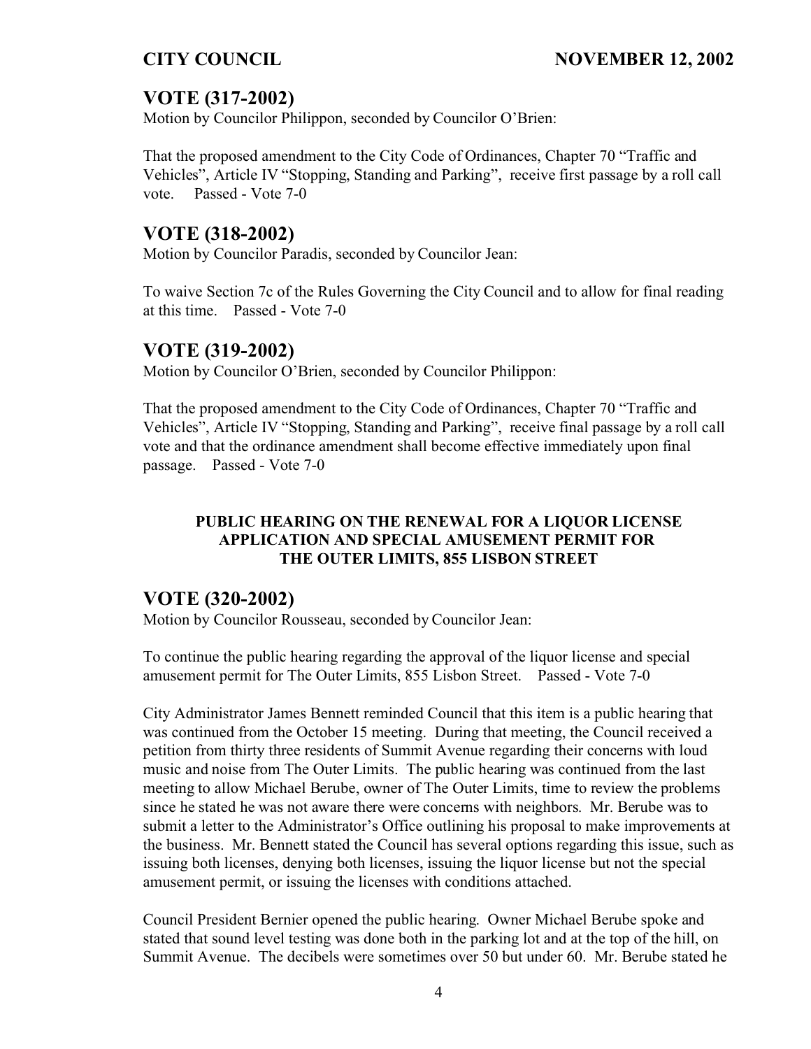## VOTE (317-2002)

Motion by Councilor Philippon, seconded by Councilor O'Brien:

That the proposed amendment to the City Code of Ordinances, Chapter 70 "Traffic and Vehicles", Article IV "Stopping, Standing and Parking", receive first passage by a roll call vote. Passed - Vote 7-0

## VOTE (318-2002)

Motion by Councilor Paradis, seconded by Councilor Jean:

To waive Section 7c of the Rules Governing the City Council and to allow for final reading at this time. Passed - Vote 7-0

## VOTE (319-2002)

Motion by Councilor O'Brien, seconded by Councilor Philippon:

That the proposed amendment to the City Code of Ordinances, Chapter 70 "Traffic and Vehicles", Article IV "Stopping, Standing and Parking", receive final passage by a roll call vote and that the ordinance amendment shall become effective immediately upon final passage. Passed - Vote 7-0

### PUBLIC HEARING ON THE RENEWAL FOR A LIQUOR LICENSE APPLICATION AND SPECIAL AMUSEMENT PERMIT FOR THE OUTER LIMITS, 855 LISBON STREET

## VOTE (320-2002)

Motion by Councilor Rousseau, seconded by Councilor Jean:

To continue the public hearing regarding the approval of the liquor license and special amusement permit for The Outer Limits, 855 Lisbon Street. Passed - Vote 7-0

City Administrator James Bennett reminded Council that this item is a public hearing that was continued from the October 15 meeting. During that meeting, the Council received a petition from thirty three residents of Summit Avenue regarding their concerns with loud music and noise from The Outer Limits. The public hearing was continued from the last meeting to allow Michael Berube, owner of The Outer Limits, time to review the problems since he stated he was not aware there were concerns with neighbors. Mr. Berube was to submit a letter to the Administrator's Office outlining his proposal to make improvements at the business. Mr. Bennett stated the Council has several options regarding this issue, such as issuing both licenses, denying both licenses, issuing the liquor license but not the special amusement permit, or issuing the licenses with conditions attached.

Council President Bernier opened the public hearing. Owner Michael Berube spoke and stated that sound level testing was done both in the parking lot and at the top of the hill, on Summit Avenue. The decibels were sometimes over 50 but under 60. Mr. Berube stated he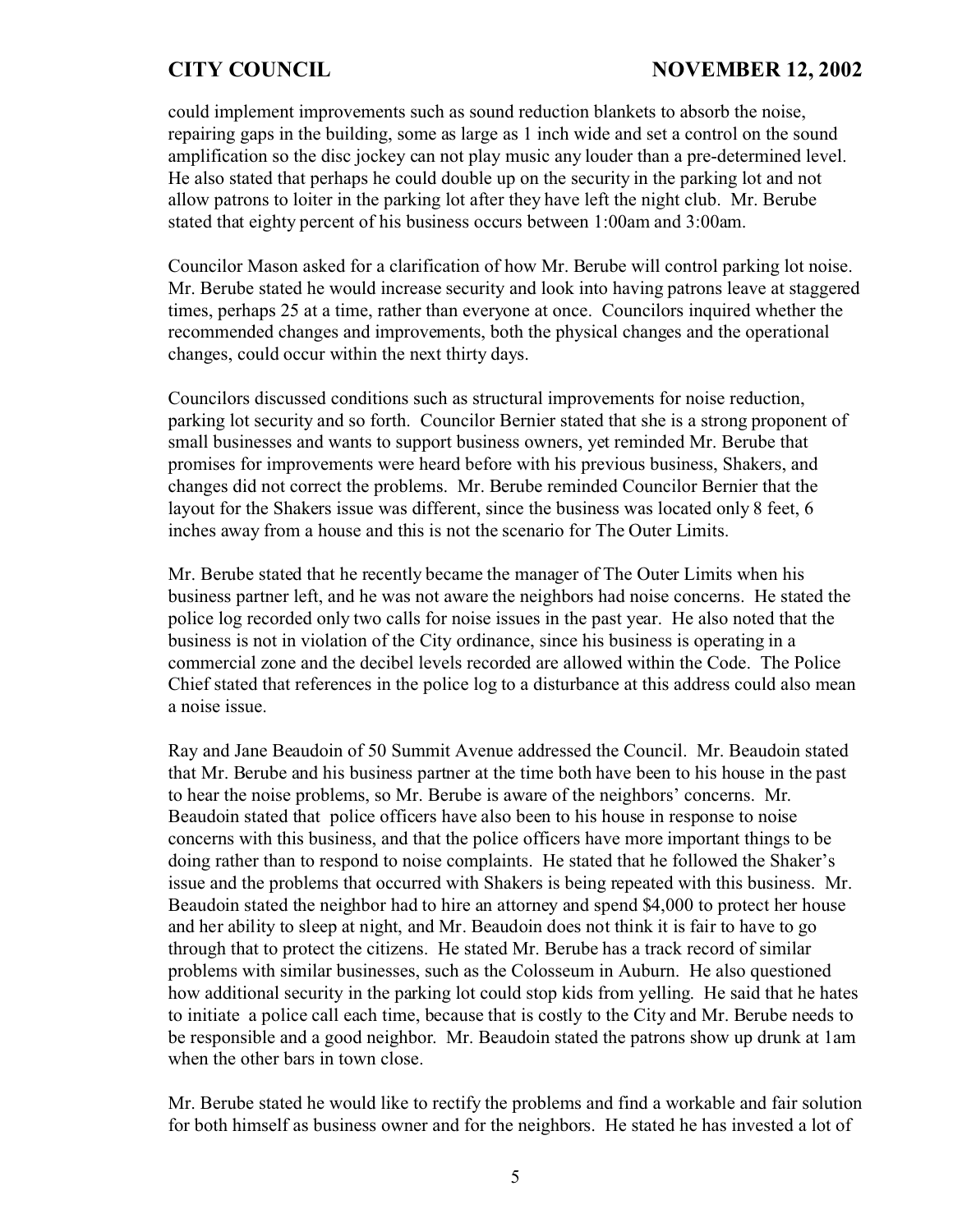could implement improvements such as sound reduction blankets to absorb the noise, repairing gaps in the building, some as large as 1 inch wide and set a control on the sound amplification so the disc jockey can not play music any louder than a pre-determined level. He also stated that perhaps he could double up on the security in the parking lot and not allow patrons to loiter in the parking lot after they have left the night club. Mr. Berube stated that eighty percent of his business occurs between 1:00am and 3:00am.

Councilor Mason asked for a clarification of how Mr. Berube will control parking lot noise. Mr. Berube stated he would increase security and look into having patrons leave at staggered times, perhaps 25 at a time, rather than everyone at once. Councilors inquired whether the recommended changes and improvements, both the physical changes and the operational changes, could occur within the next thirty days.

Councilors discussed conditions such as structural improvements for noise reduction, parking lot security and so forth. Councilor Bernier stated that she is a strong proponent of small businesses and wants to support business owners, yet reminded Mr. Berube that promises for improvements were heard before with his previous business, Shakers, and changes did not correct the problems. Mr. Berube reminded Councilor Bernier that the layout for the Shakers issue was different, since the business was located only 8 feet, 6 inches away from a house and this is not the scenario for The Outer Limits.

Mr. Berube stated that he recently became the manager of The Outer Limits when his business partner left, and he was not aware the neighbors had noise concerns. He stated the police log recorded only two calls for noise issues in the past year. He also noted that the business is not in violation of the City ordinance, since his business is operating in a commercial zone and the decibel levels recorded are allowed within the Code. The Police Chief stated that references in the police log to a disturbance at this address could also mean a noise issue.

Ray and Jane Beaudoin of 50 Summit Avenue addressed the Council. Mr. Beaudoin stated that Mr. Berube and his business partner at the time both have been to his house in the past to hear the noise problems, so Mr. Berube is aware of the neighbors' concerns. Mr. Beaudoin stated that police officers have also been to his house in response to noise concerns with this business, and that the police officers have more important things to be doing rather than to respond to noise complaints. He stated that he followed the Shaker's issue and the problems that occurred with Shakers is being repeated with this business. Mr. Beaudoin stated the neighbor had to hire an attorney and spend $4,000 to protect her house and her ability to sleep at night, and Mr. Beaudoin does not think it is fair to have to go through that to protect the citizens. He stated Mr. Berube has a track record of similar problems with similar businesses, such as the Colosseum in Auburn. He also questioned how additional security in the parking lot could stop kids from yelling. He said that he hates to initiate a police call each time, because that is costly to the City and Mr. Berube needs to be responsible and a good neighbor. Mr. Beaudoin stated the patrons show up drunk at 1am when the other bars in town close.

Mr. Berube stated he would like to rectify the problems and find a workable and fair solution for both himself as business owner and for the neighbors. He stated he has invested a lot of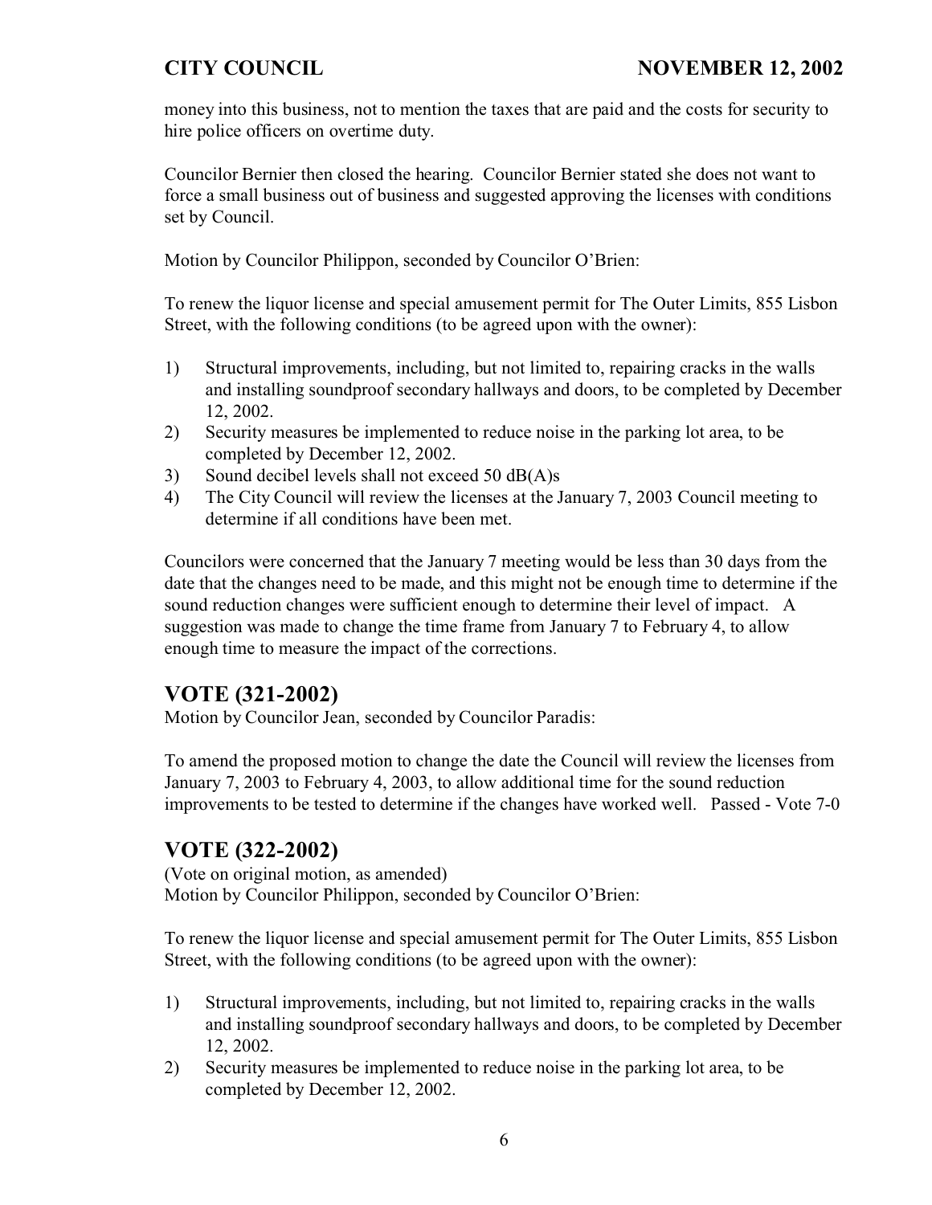money into this business, not to mention the taxes that are paid and the costs for security to hire police officers on overtime duty.

Councilor Bernier then closed the hearing. Councilor Bernier stated she does not want to force a small business out of business and suggested approving the licenses with conditions set by Council.

Motion by Councilor Philippon, seconded by Councilor O'Brien:

To renew the liquor license and special amusement permit for The Outer Limits, 855 Lisbon Street, with the following conditions (to be agreed upon with the owner):

1) Structural improvements, including, but not limited to, repairing cracks in the walls and installing soundproof secondary hallways and doors, to be completed by December 12, 2002.
2) Security measures be implemented to reduce noise in the parking lot area, to be completed by December 12, 2002.
3) Sound decibel levels shall not exceed 50 dB(A)s
4) The City Council will review the licenses at the January 7, 2003 Council meeting to determine if all conditions have been met.

Councilors were concerned that the January 7 meeting would be less than 30 days from the date that the changes need to be made, and this might not be enough time to determine if the sound reduction changes were sufficient enough to determine their level of impact. A suggestion was made to change the time frame from January 7 to February 4, to allow enough time to measure the impact of the corrections.

## VOTE (321-2002)

Motion by Councilor Jean, seconded by Councilor Paradis:

To amend the proposed motion to change the date the Council will review the licenses from January 7, 2003 to February 4, 2003, to allow additional time for the sound reduction improvements to be tested to determine if the changes have worked well. Passed - Vote 7-0

## VOTE (322-2002)

(Vote on original motion, as amended)
Motion by Councilor Philippon, seconded by Councilor O'Brien:

To renew the liquor license and special amusement permit for The Outer Limits, 855 Lisbon Street, with the following conditions (to be agreed upon with the owner):

1) Structural improvements, including, but not limited to, repairing cracks in the walls and installing soundproof secondary hallways and doors, to be completed by December 12, 2002.
2) Security measures be implemented to reduce noise in the parking lot area, to be completed by December 12, 2002.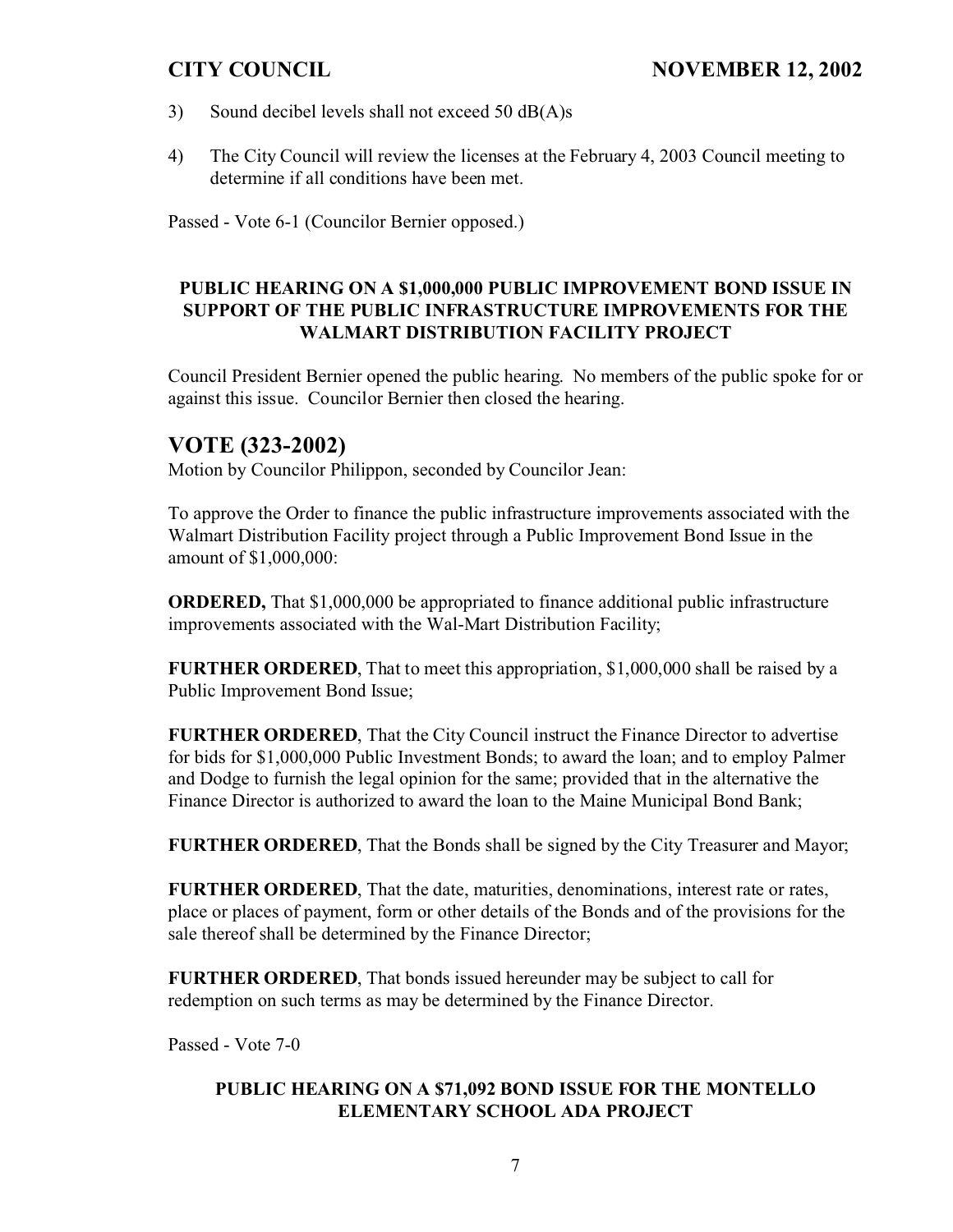3) Sound decibel levels shall not exceed 50 dB(A)s

4) The City Council will review the licenses at the February 4, 2003 Council meeting to determine if all conditions have been met.

Passed - Vote 6-1 (Councilor Bernier opposed.)

**PUBLIC HEARING ON A $1,000,000 PUBLIC IMPROVEMENT BOND ISSUE IN SUPPORT OF THE PUBLIC INFRASTRUCTURE IMPROVEMENTS FOR THE WALMART DISTRIBUTION FACILITY PROJECT**

Council President Bernier opened the public hearing. No members of the public spoke for or against this issue. Councilor Bernier then closed the hearing.

## VOTE (323-2002)

Motion by Councilor Philippon, seconded by Councilor Jean:

To approve the Order to finance the public infrastructure improvements associated with the Walmart Distribution Facility project through a Public Improvement Bond Issue in the amount of $1,000,000:

**ORDERED,** That $1,000,000 be appropriated to finance additional public infrastructure improvements associated with the Wal-Mart Distribution Facility;

**FURTHER ORDERED**, That to meet this appropriation, $1,000,000 shall be raised by a Public Improvement Bond Issue;

**FURTHER ORDERED**, That the City Council instruct the Finance Director to advertise for bids for $1,000,000 Public Investment Bonds; to award the loan; and to employ Palmer and Dodge to furnish the legal opinion for the same; provided that in the alternative the Finance Director is authorized to award the loan to the Maine Municipal Bond Bank;

**FURTHER ORDERED**, That the Bonds shall be signed by the City Treasurer and Mayor;

**FURTHER ORDERED**, That the date, maturities, denominations, interest rate or rates, place or places of payment, form or other details of the Bonds and of the provisions for the sale thereof shall be determined by the Finance Director;

**FURTHER ORDERED**, That bonds issued hereunder may be subject to call for redemption on such terms as may be determined by the Finance Director.

Passed - Vote 7-0

**PUBLIC HEARING ON A $71,092 BOND ISSUE FOR THE MONTELLO ELEMENTARY SCHOOL ADA PROJECT**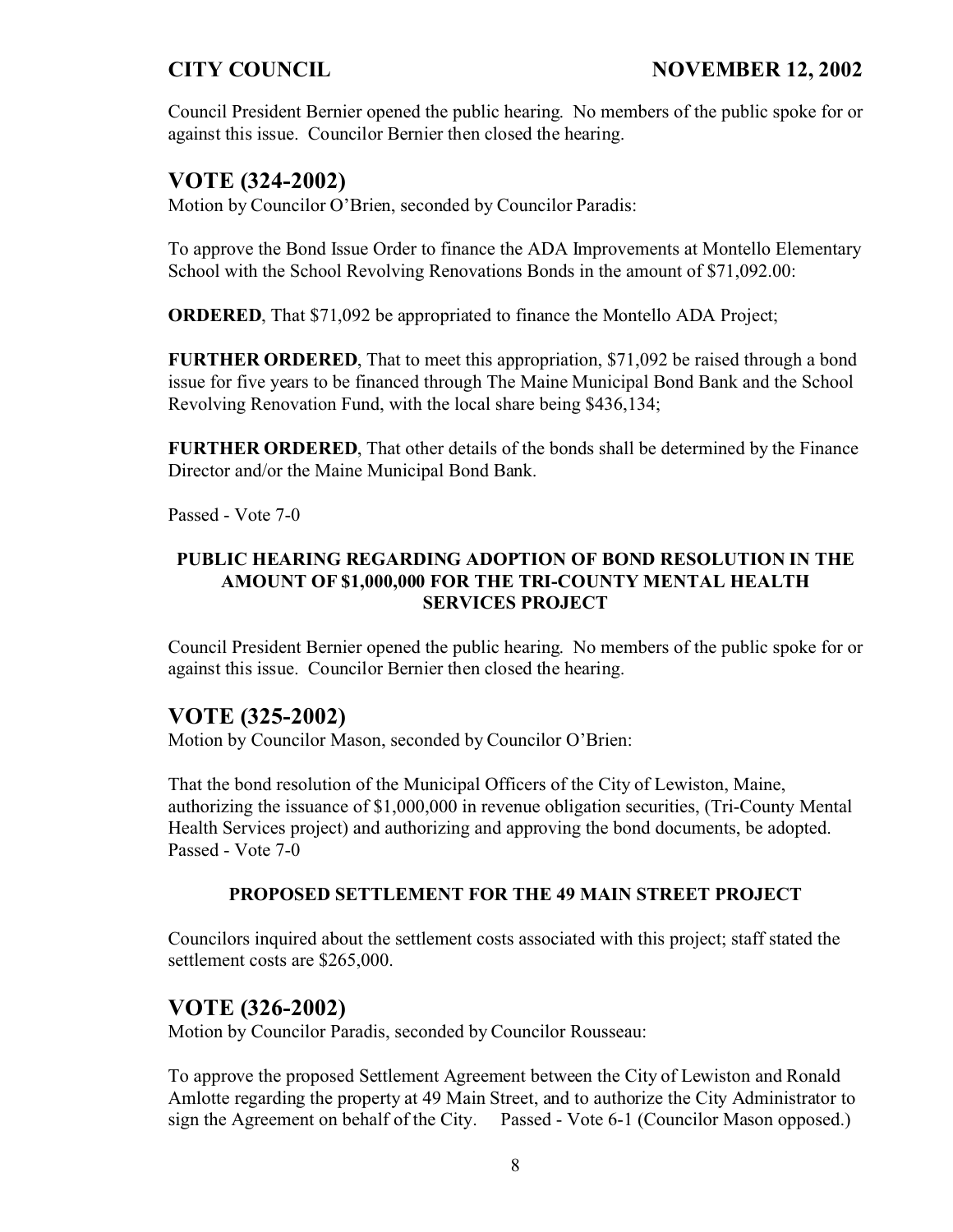Council President Bernier opened the public hearing. No members of the public spoke for or against this issue. Councilor Bernier then closed the hearing.

## VOTE (324-2002)

Motion by Councilor O'Brien, seconded by Councilor Paradis:

To approve the Bond Issue Order to finance the ADA Improvements at Montello Elementary School with the School Revolving Renovations Bonds in the amount of $71,092.00:

**ORDERED**, That $71,092 be appropriated to finance the Montello ADA Project;

**FURTHER ORDERED**, That to meet this appropriation, $71,092 be raised through a bond issue for five years to be financed through The Maine Municipal Bond Bank and the School Revolving Renovation Fund, with the local share being $436,134;

**FURTHER ORDERED**, That other details of the bonds shall be determined by the Finance Director and/or the Maine Municipal Bond Bank.

Passed - Vote 7-0

### PUBLIC HEARING REGARDING ADOPTION OF BOND RESOLUTION IN THE AMOUNT OF $1,000,000 FOR THE TRI-COUNTY MENTAL HEALTH SERVICES PROJECT

Council President Bernier opened the public hearing. No members of the public spoke for or against this issue. Councilor Bernier then closed the hearing.

## VOTE (325-2002)

Motion by Councilor Mason, seconded by Councilor O'Brien:

That the bond resolution of the Municipal Officers of the City of Lewiston, Maine, authorizing the issuance of $1,000,000 in revenue obligation securities, (Tri-County Mental Health Services project) and authorizing and approving the bond documents, be adopted.
Passed - Vote 7-0

### PROPOSED SETTLEMENT FOR THE 49 MAIN STREET PROJECT

Councilors inquired about the settlement costs associated with this project; staff stated the settlement costs are $265,000.

## VOTE (326-2002)

Motion by Councilor Paradis, seconded by Councilor Rousseau:

To approve the proposed Settlement Agreement between the City of Lewiston and Ronald Amlotte regarding the property at 49 Main Street, and to authorize the City Administrator to sign the Agreement on behalf of the City. Passed - Vote 6-1 (Councilor Mason opposed.)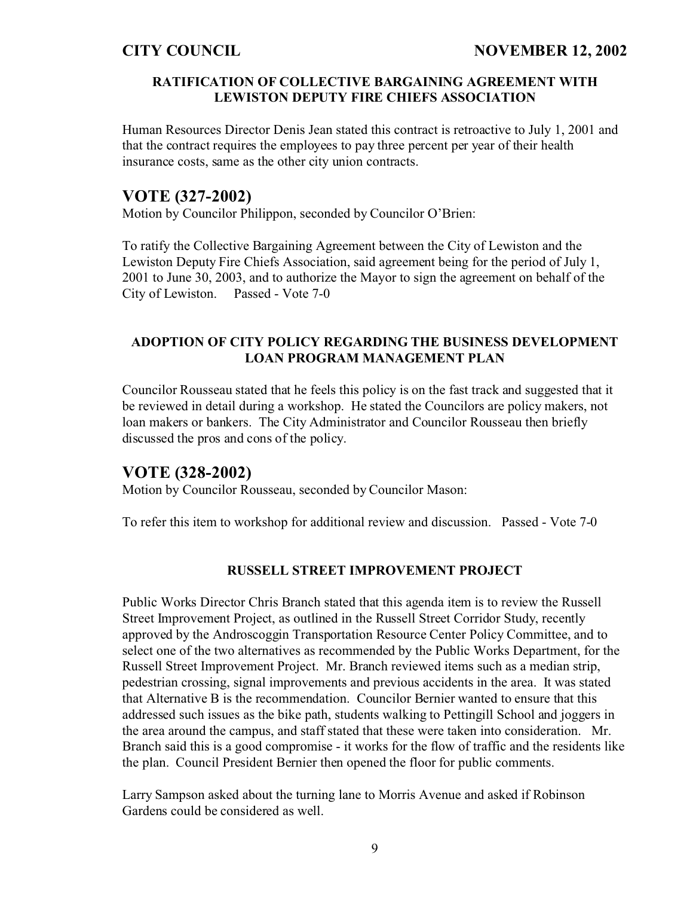### RATIFICATION OF COLLECTIVE BARGAINING AGREEMENT WITH LEWISTON DEPUTY FIRE CHIEFS ASSOCIATION

Human Resources Director Denis Jean stated this contract is retroactive to July 1, 2001 and that the contract requires the employees to pay three percent per year of their health insurance costs, same as the other city union contracts.

## VOTE (327-2002)

Motion by Councilor Philippon, seconded by Councilor O'Brien:

To ratify the Collective Bargaining Agreement between the City of Lewiston and the Lewiston Deputy Fire Chiefs Association, said agreement being for the period of July 1, 2001 to June 30, 2003, and to authorize the Mayor to sign the agreement on behalf of the City of Lewiston. Passed - Vote 7-0

### ADOPTION OF CITY POLICY REGARDING THE BUSINESS DEVELOPMENT LOAN PROGRAM MANAGEMENT PLAN

Councilor Rousseau stated that he feels this policy is on the fast track and suggested that it be reviewed in detail during a workshop. He stated the Councilors are policy makers, not loan makers or bankers. The City Administrator and Councilor Rousseau then briefly discussed the pros and cons of the policy.

## VOTE (328-2002)

Motion by Councilor Rousseau, seconded by Councilor Mason:

To refer this item to workshop for additional review and discussion. Passed - Vote 7-0

### RUSSELL STREET IMPROVEMENT PROJECT

Public Works Director Chris Branch stated that this agenda item is to review the Russell Street Improvement Project, as outlined in the Russell Street Corridor Study, recently approved by the Androscoggin Transportation Resource Center Policy Committee, and to select one of the two alternatives as recommended by the Public Works Department, for the Russell Street Improvement Project. Mr. Branch reviewed items such as a median strip, pedestrian crossing, signal improvements and previous accidents in the area. It was stated that Alternative B is the recommendation. Councilor Bernier wanted to ensure that this addressed such issues as the bike path, students walking to Pettingill School and joggers in the area around the campus, and staff stated that these were taken into consideration. Mr. Branch said this is a good compromise - it works for the flow of traffic and the residents like the plan. Council President Bernier then opened the floor for public comments.

Larry Sampson asked about the turning lane to Morris Avenue and asked if Robinson Gardens could be considered as well.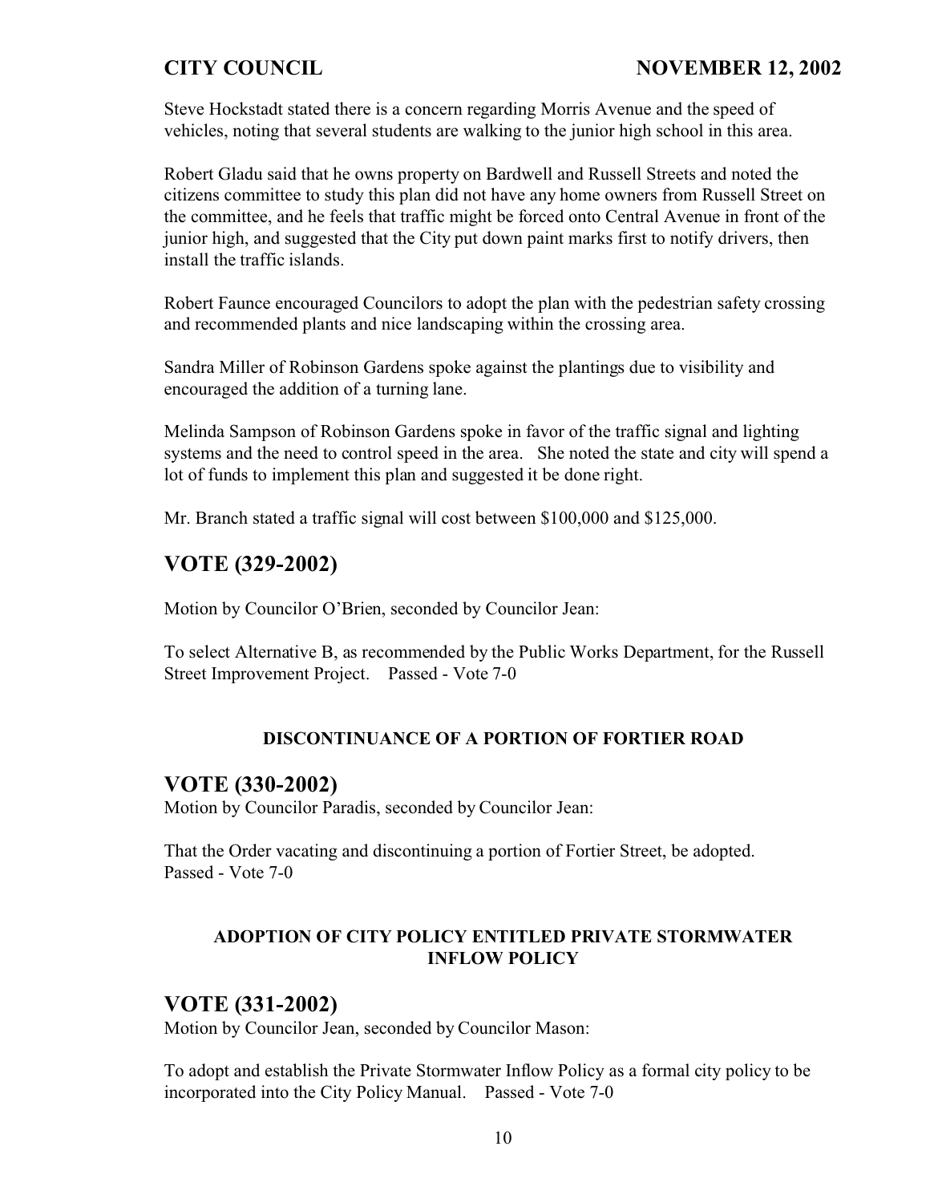Steve Hockstadt stated there is a concern regarding Morris Avenue and the speed of vehicles, noting that several students are walking to the junior high school in this area.

Robert Gladu said that he owns property on Bardwell and Russell Streets and noted the citizens committee to study this plan did not have any home owners from Russell Street on the committee, and he feels that traffic might be forced onto Central Avenue in front of the junior high, and suggested that the City put down paint marks first to notify drivers, then install the traffic islands.

Robert Faunce encouraged Councilors to adopt the plan with the pedestrian safety crossing and recommended plants and nice landscaping within the crossing area.

Sandra Miller of Robinson Gardens spoke against the plantings due to visibility and encouraged the addition of a turning lane.

Melinda Sampson of Robinson Gardens spoke in favor of the traffic signal and lighting systems and the need to control speed in the area. She noted the state and city will spend a lot of funds to implement this plan and suggested it be done right.

Mr. Branch stated a traffic signal will cost between $100,000 and $125,000.

## VOTE (329-2002)

Motion by Councilor O'Brien, seconded by Councilor Jean:

To select Alternative B, as recommended by the Public Works Department, for the Russell Street Improvement Project. Passed - Vote 7-0

### DISCONTINUANCE OF A PORTION OF FORTIER ROAD

## VOTE (330-2002)

Motion by Councilor Paradis, seconded by Councilor Jean:

That the Order vacating and discontinuing a portion of Fortier Street, be adopted. Passed - Vote 7-0

### ADOPTION OF CITY POLICY ENTITLED PRIVATE STORMWATER INFLOW POLICY

## VOTE (331-2002)

Motion by Councilor Jean, seconded by Councilor Mason:

To adopt and establish the Private Stormwater Inflow Policy as a formal city policy to be incorporated into the City Policy Manual. Passed - Vote 7-0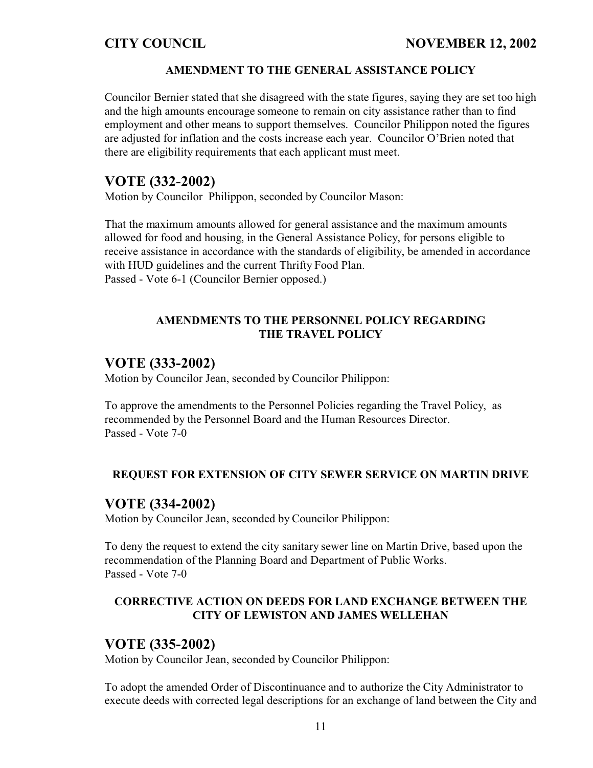### AMENDMENT TO THE GENERAL ASSISTANCE POLICY

Councilor Bernier stated that she disagreed with the state figures, saying they are set too high and the high amounts encourage someone to remain on city assistance rather than to find employment and other means to support themselves. Councilor Philippon noted the figures are adjusted for inflation and the costs increase each year. Councilor O'Brien noted that there are eligibility requirements that each applicant must meet.

## VOTE (332-2002)

Motion by Councilor Philippon, seconded by Councilor Mason:

That the maximum amounts allowed for general assistance and the maximum amounts allowed for food and housing, in the General Assistance Policy, for persons eligible to receive assistance in accordance with the standards of eligibility, be amended in accordance with HUD guidelines and the current Thrifty Food Plan.
Passed - Vote 6-1 (Councilor Bernier opposed.)

### AMENDMENTS TO THE PERSONNEL POLICY REGARDING THE TRAVEL POLICY

## VOTE (333-2002)

Motion by Councilor Jean, seconded by Councilor Philippon:

To approve the amendments to the Personnel Policies regarding the Travel Policy, as recommended by the Personnel Board and the Human Resources Director.
Passed - Vote 7-0

### REQUEST FOR EXTENSION OF CITY SEWER SERVICE ON MARTIN DRIVE

## VOTE (334-2002)

Motion by Councilor Jean, seconded by Councilor Philippon:

To deny the request to extend the city sanitary sewer line on Martin Drive, based upon the recommendation of the Planning Board and Department of Public Works.
Passed - Vote 7-0

### CORRECTIVE ACTION ON DEEDS FOR LAND EXCHANGE BETWEEN THE CITY OF LEWISTON AND JAMES WELLEHAN

## VOTE (335-2002)

Motion by Councilor Jean, seconded by Councilor Philippon:

To adopt the amended Order of Discontinuance and to authorize the City Administrator to execute deeds with corrected legal descriptions for an exchange of land between the City and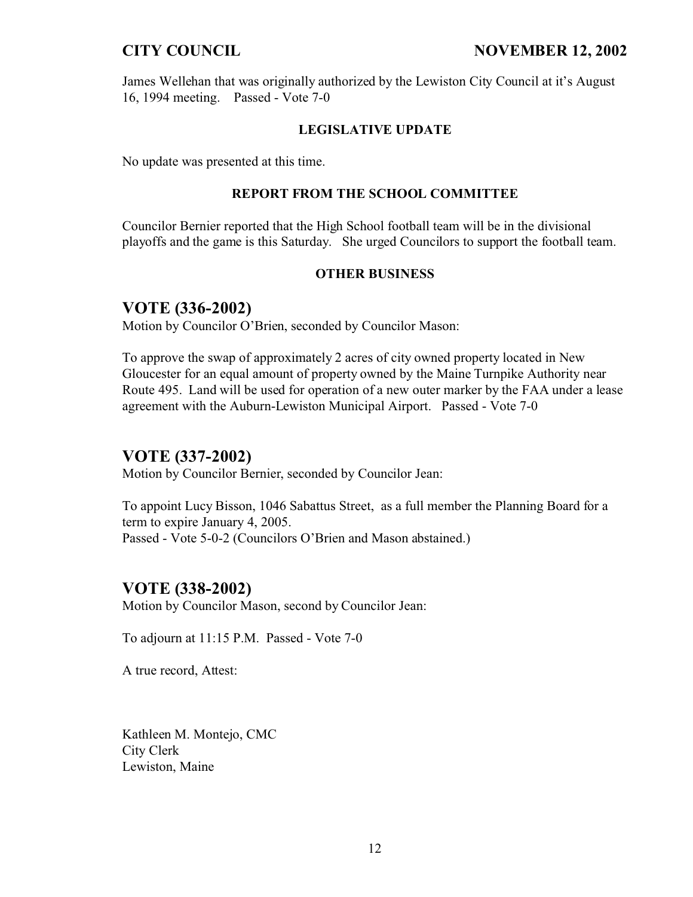James Wellehan that was originally authorized by the Lewiston City Council at it's August 16, 1994 meeting. Passed - Vote 7-0

**LEGISLATIVE UPDATE**

No update was presented at this time.

**REPORT FROM THE SCHOOL COMMITTEE**

Councilor Bernier reported that the High School football team will be in the divisional playoffs and the game is this Saturday. She urged Councilors to support the football team.

**OTHER BUSINESS**

## VOTE (336-2002)

Motion by Councilor O'Brien, seconded by Councilor Mason:

To approve the swap of approximately 2 acres of city owned property located in New Gloucester for an equal amount of property owned by the Maine Turnpike Authority near Route 495. Land will be used for operation of a new outer marker by the FAA under a lease agreement with the Auburn-Lewiston Municipal Airport. Passed - Vote 7-0

## VOTE (337-2002)

Motion by Councilor Bernier, seconded by Councilor Jean:

To appoint Lucy Bisson, 1046 Sabattus Street, as a full member the Planning Board for a term to expire January 4, 2005.
Passed - Vote 5-0-2 (Councilors O'Brien and Mason abstained.)

## VOTE (338-2002)

Motion by Councilor Mason, second by Councilor Jean:

To adjourn at 11:15 P.M. Passed - Vote 7-0

A true record, Attest:

Kathleen M. Montejo, CMC
City Clerk
Lewiston, Maine